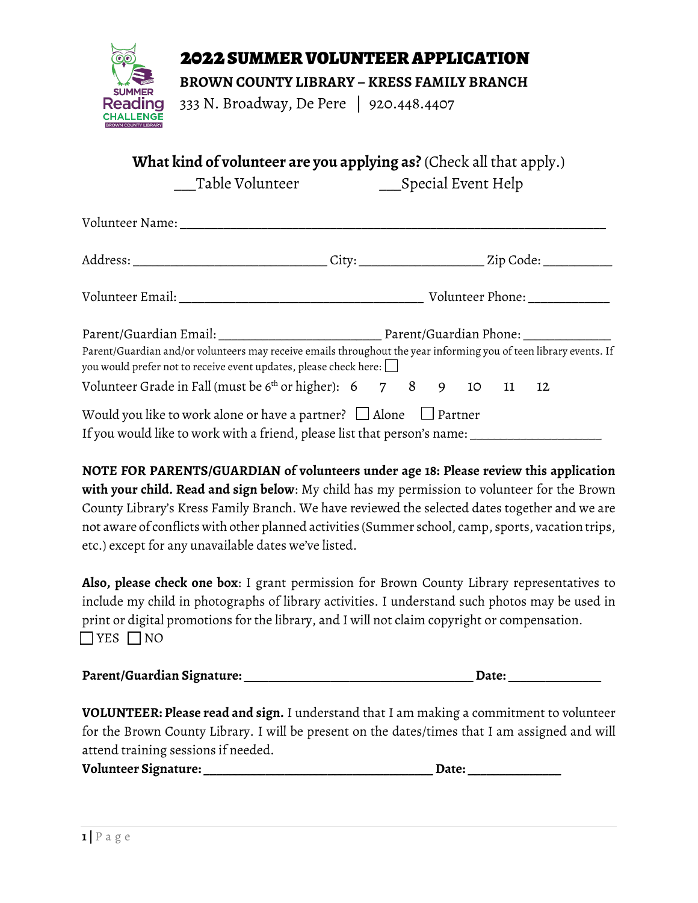# 2022 SUMMER VOLUNTEER APPLICATION

**BROWN COUNTY LIBRARY – KRESS FAMILY BRANCH**

333 N. Broadway, De Pere | 920.448.4407

**What kind of volunteer are you applying as?** (Check all that apply.)

___Table Volunteer ___Special Event Help

Volunteer Name: ___________________________________________________________

Address: ____________________________ City: __________________ Zip Code: __________

Volunteer Email: ____________________________________ Volunteer Phone: ____________

Parent/Guardian Email: ________________________ Parent/Guardian Phone: _____________

Parent/Guardian and/or volunteers may receive emails throughout the year informing you of teen library events. If you would prefer not to receive event updates, please check here: ☐

Volunteer Grade in Fall (must be 6th or higher): 6 7 8 9 10 11 12

Would you like to work alone or have a partner? ☐ Alone ☐ Partner

If you would like to work with a friend, please list that person's name: ____________________

**NOTE FOR PARENTS/GUARDIAN of volunteers under age 18: Please review this application with your child. Read and sign below**: My child has my permission to volunteer for the Brown County Library's Kress Family Branch. We have reviewed the selected dates together and we are not aware of conflicts with other planned activities (Summer school, camp, sports, vacation trips, etc.) except for any unavailable dates we've listed.

**Also, please check one box**: I grant permission for Brown County Library representatives to include my child in photographs of library activities. I understand such photos may be used in print or digital promotions for the library, and I will not claim copyright or compensation.

☐ YES ☐ NO

**Parent/Guardian Signature: __________________________________ Date: ______________**

**VOLUNTEER: Please read and sign.** I understand that I am making a commitment to volunteer for the Brown County Library. I will be present on the dates/times that I am assigned and will attend training sessions if needed.

**Volunteer Signature: __________________________________ Date: ______________**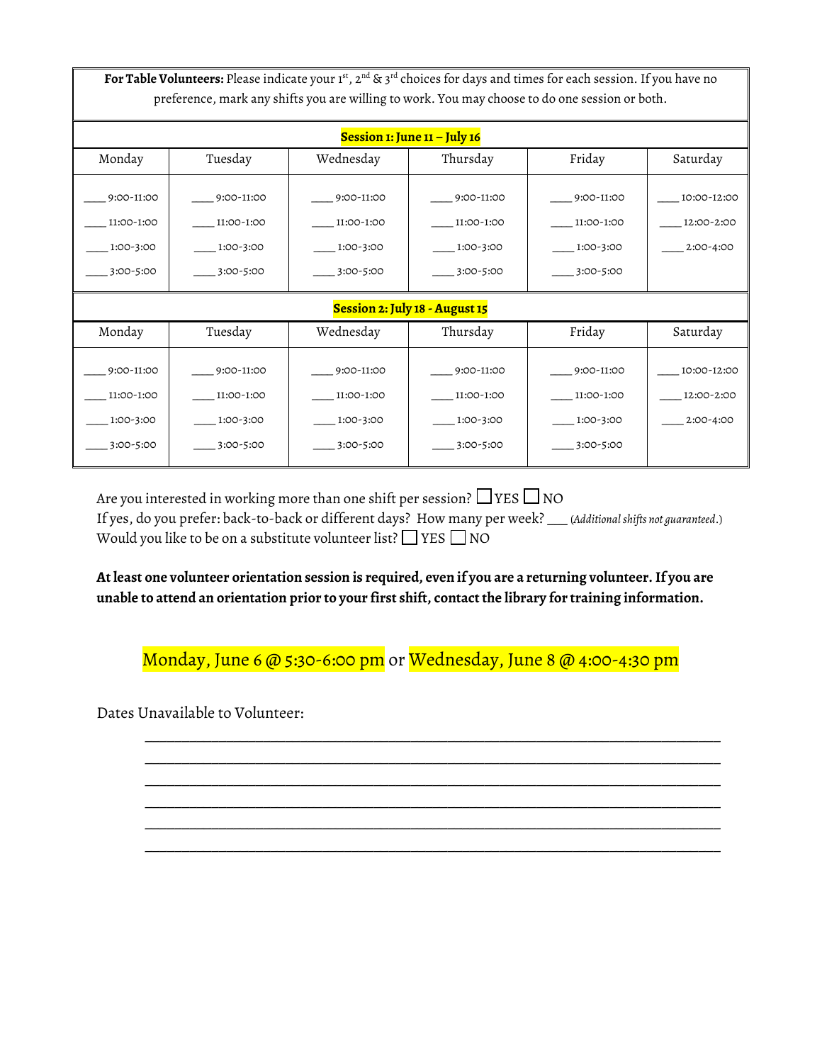**For Table Volunteers:** Please indicate your 1st, 2nd & 3rd choices for days and times for each session. If you have no preference, mark any shifts you are willing to work. You may choose to do one session or both.

**Session 1: June 11 – July 16**

| Monday | Tuesday | Wednesday | Thursday | Friday | Saturday |
|---|---|---|---|---|---|
| ____ 9:00-11:00 | ____ 9:00-11:00 | ____ 9:00-11:00 | ____ 9:00-11:00 | ____ 9:00-11:00 | ____ 10:00-12:00 |
| ____ 11:00-1:00 | ____ 11:00-1:00 | ____ 11:00-1:00 | ____ 11:00-1:00 | ____ 11:00-1:00 | ____ 12:00-2:00 |
| ____ 1:00-3:00 | ____ 1:00-3:00 | ____ 1:00-3:00 | ____ 1:00-3:00 | ____ 1:00-3:00 | ____ 2:00-4:00 |
| ____ 3:00-5:00 | ____ 3:00-5:00 | ____ 3:00-5:00 | ____ 3:00-5:00 | ____ 3:00-5:00 | |

**Session 2: July 18 - August 15**

| Monday | Tuesday | Wednesday | Thursday | Friday | Saturday |
|---|---|---|---|---|---|
| ____ 9:00-11:00 | ____ 9:00-11:00 | ____ 9:00-11:00 | ____ 9:00-11:00 | ____ 9:00-11:00 | ____ 10:00-12:00 |
| ____ 11:00-1:00 | ____ 11:00-1:00 | ____ 11:00-1:00 | ____ 11:00-1:00 | ____ 11:00-1:00 | ____ 12:00-2:00 |
| ____ 1:00-3:00 | ____ 1:00-3:00 | ____ 1:00-3:00 | ____ 1:00-3:00 | ____ 1:00-3:00 | ____ 2:00-4:00 |
| ____ 3:00-5:00 | ____ 3:00-5:00 | ____ 3:00-5:00 | ____ 3:00-5:00 | ____ 3:00-5:00 | |

Are you interested in working more than one shift per session? ☐ YES ☐ NO
If yes, do you prefer: back-to-back or different days? How many per week? ___ (*Additional shifts not guaranteed*.)
Would you like to be on a substitute volunteer list? ☐ YES ☐ NO

**At least one volunteer orientation session is required, even if you are a returning volunteer. If you are unable to attend an orientation prior to your first shift, contact the library for training information.**

Monday, June 6 @ 5:30-6:00 pm or Wednesday, June 8 @ 4:00-4:30 pm

Dates Unavailable to Volunteer:

______________________________________________________________________

______________________________________________________________________

______________________________________________________________________

______________________________________________________________________

______________________________________________________________________

______________________________________________________________________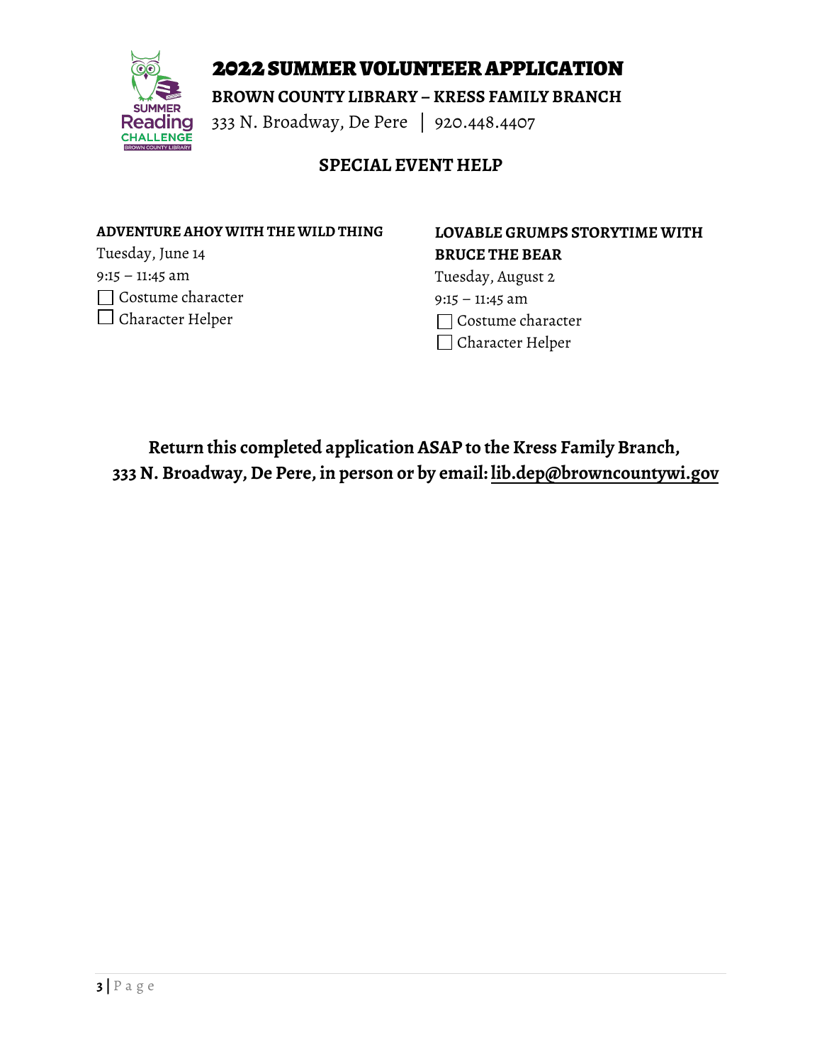# 2022 SUMMER VOLUNTEER APPLICATION

**BROWN COUNTY LIBRARY – KRESS FAMILY BRANCH**

333 N. Broadway, De Pere | 920.448.4407

## SPECIAL EVENT HELP

**ADVENTURE AHOY WITH THE WILD THING**

Tuesday, June 14

9:15 – 11:45 am

☐ Costume character

☐ Character Helper

**LOVABLE GRUMPS STORYTIME WITH BRUCE THE BEAR**

Tuesday, August 2

9:15 – 11:45 am

☐ Costume character

☐ Character Helper

**Return this completed application ASAP to the Kress Family Branch, 333 N. Broadway, De Pere, in person or by email: lib.dep@browncountywi.gov**